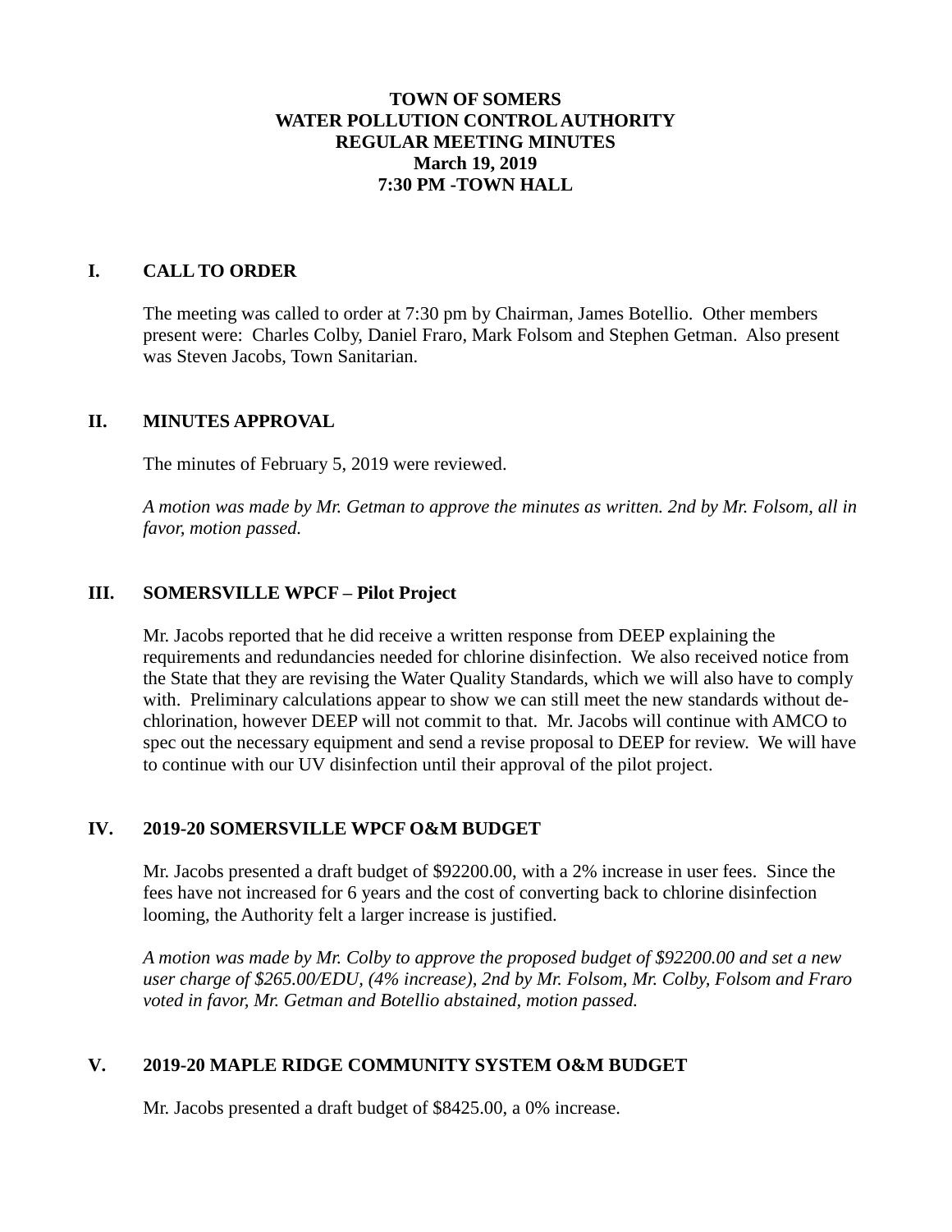**TOWN OF SOMERS**
**WATER POLLUTION CONTROL AUTHORITY**
**REGULAR MEETING MINUTES**
**March 19, 2019**
**7:30 PM -TOWN HALL**

## I. CALL TO ORDER

The meeting was called to order at 7:30 pm by Chairman, James Botellio. Other members present were: Charles Colby, Daniel Fraro, Mark Folsom and Stephen Getman. Also present was Steven Jacobs, Town Sanitarian.

## II. MINUTES APPROVAL

The minutes of February 5, 2019 were reviewed.

*A motion was made by Mr. Getman to approve the minutes as written. 2nd by Mr. Folsom, all in favor, motion passed.*

## III. SOMERSVILLE WPCF – Pilot Project

Mr. Jacobs reported that he did receive a written response from DEEP explaining the requirements and redundancies needed for chlorine disinfection. We also received notice from the State that they are revising the Water Quality Standards, which we will also have to comply with. Preliminary calculations appear to show we can still meet the new standards without de-chlorination, however DEEP will not commit to that. Mr. Jacobs will continue with AMCO to spec out the necessary equipment and send a revise proposal to DEEP for review. We will have to continue with our UV disinfection until their approval of the pilot project.

## IV. 2019-20 SOMERSVILLE WPCF O&M BUDGET

Mr. Jacobs presented a draft budget of $92200.00, with a 2% increase in user fees. Since the fees have not increased for 6 years and the cost of converting back to chlorine disinfection looming, the Authority felt a larger increase is justified.

*A motion was made by Mr. Colby to approve the proposed budget of $92200.00 and set a new user charge of $265.00/EDU, (4% increase), 2nd by Mr. Folsom, Mr. Colby, Folsom and Fraro voted in favor, Mr. Getman and Botellio abstained, motion passed.*

## V. 2019-20 MAPLE RIDGE COMMUNITY SYSTEM O&M BUDGET

Mr. Jacobs presented a draft budget of $8425.00, a 0% increase.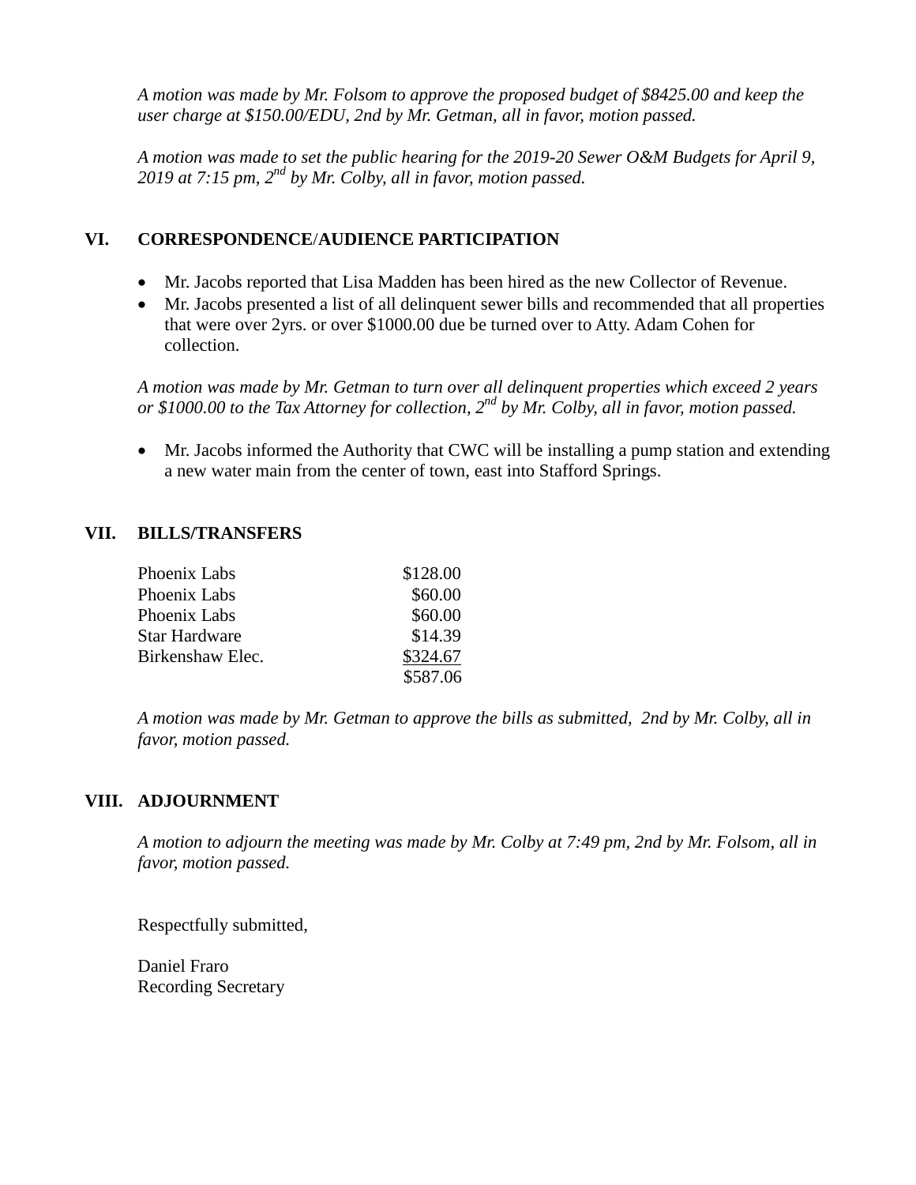*A motion was made by Mr. Folsom to approve the proposed budget of $8425.00 and keep the user charge at $150.00/EDU, 2nd by Mr. Getman, all in favor, motion passed.*

*A motion was made to set the public hearing for the 2019-20 Sewer O&M Budgets for April 9, 2019 at 7:15 pm, 2nd by Mr. Colby, all in favor, motion passed.*

## VI. CORRESPONDENCE/AUDIENCE PARTICIPATION

- Mr. Jacobs reported that Lisa Madden has been hired as the new Collector of Revenue.
- Mr. Jacobs presented a list of all delinquent sewer bills and recommended that all properties that were over 2yrs. or over $1000.00 due be turned over to Atty. Adam Cohen for collection.

*A motion was made by Mr. Getman to turn over all delinquent properties which exceed 2 years or $1000.00 to the Tax Attorney for collection, 2nd by Mr. Colby, all in favor, motion passed.*

- Mr. Jacobs informed the Authority that CWC will be installing a pump station and extending a new water main from the center of town, east into Stafford Springs.

## VII. BILLS/TRANSFERS

| | |
|---|---|
| Phoenix Labs | $128.00 |
| Phoenix Labs | $60.00 |
| Phoenix Labs | $60.00 |
| Star Hardware | $14.39 |
| Birkenshaw Elec. | $324.67 |
| | $587.06 |

*A motion was made by Mr. Getman to approve the bills as submitted, 2nd by Mr. Colby, all in favor, motion passed.*

## VIII. ADJOURNMENT

*A motion to adjourn the meeting was made by Mr. Colby at 7:49 pm, 2nd by Mr. Folsom, all in favor, motion passed.*

Respectfully submitted,

Daniel Fraro
Recording Secretary